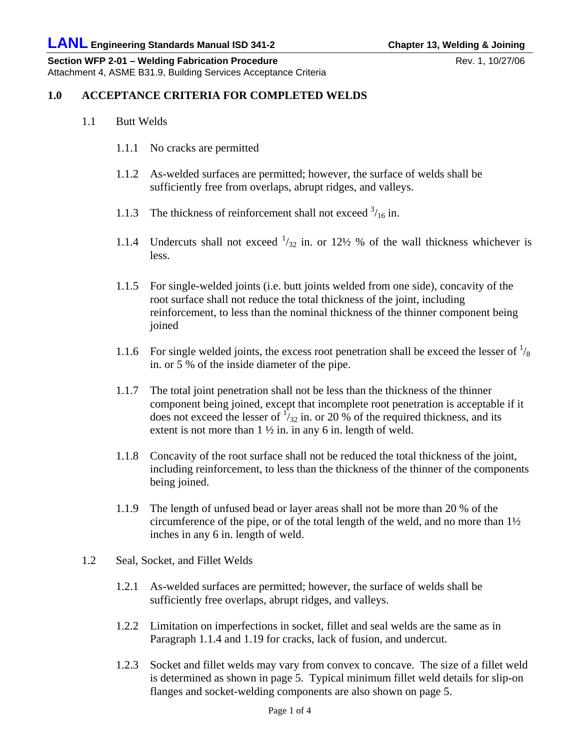## 1.0 ACCEPTANCE CRITERIA FOR COMPLETED WELDS

### 1.1 Butt Welds

1.1.1 No cracks are permitted

1.1.2 As-welded surfaces are permitted; however, the surface of welds shall be sufficiently free from overlaps, abrupt ridges, and valleys.

1.1.3 The thickness of reinforcement shall not exceed $^{3}/_{16}$ in.

1.1.4 Undercuts shall not exceed $^{1}/_{32}$ in. or 12½ % of the wall thickness whichever is less.

1.1.5 For single-welded joints (i.e. butt joints welded from one side), concavity of the root surface shall not reduce the total thickness of the joint, including reinforcement, to less than the nominal thickness of the thinner component being joined

1.1.6 For single welded joints, the excess root penetration shall be exceed the lesser of $^{1}/_{8}$ in. or 5 % of the inside diameter of the pipe.

1.1.7 The total joint penetration shall not be less than the thickness of the thinner component being joined, except that incomplete root penetration is acceptable if it does not exceed the lesser of $^{1}/_{32}$ in. or 20 % of the required thickness, and its extent is not more than 1 ½ in. in any 6 in. length of weld.

1.1.8 Concavity of the root surface shall not be reduced the total thickness of the joint, including reinforcement, to less than the thickness of the thinner of the components being joined.

1.1.9 The length of unfused bead or layer areas shall not be more than 20 % of the circumference of the pipe, or of the total length of the weld, and no more than 1½ inches in any 6 in. length of weld.

### 1.2 Seal, Socket, and Fillet Welds

1.2.1 As-welded surfaces are permitted; however, the surface of welds shall be sufficiently free overlaps, abrupt ridges, and valleys.

1.2.2 Limitation on imperfections in socket, fillet and seal welds are the same as in Paragraph 1.1.4 and 1.19 for cracks, lack of fusion, and undercut.

1.2.3 Socket and fillet welds may vary from convex to concave. The size of a fillet weld is determined as shown in page 5. Typical minimum fillet weld details for slip-on flanges and socket-welding components are also shown on page 5.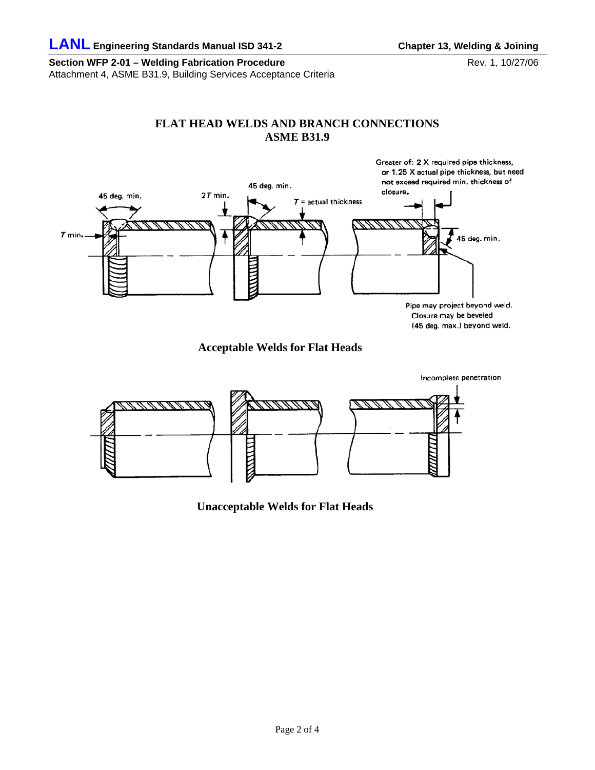## FLAT HEAD WELDS AND BRANCH CONNECTIONS
## ASME B31.9

45 deg. min.

$T$ min.

$2T$ min.

45 deg. min.

$T$ = actual thickness

Greater of: 2 X required pipe thickness, or 1.25 X actual pipe thickness, but need not exceed required min. thickness of closure.

45 deg. min.

Pipe may project beyond weld. Closure may be beveled (45 deg. max.) beyond weld.

**Acceptable Welds for Flat Heads**

Incomplete penetration

**Unacceptable Welds for Flat Heads**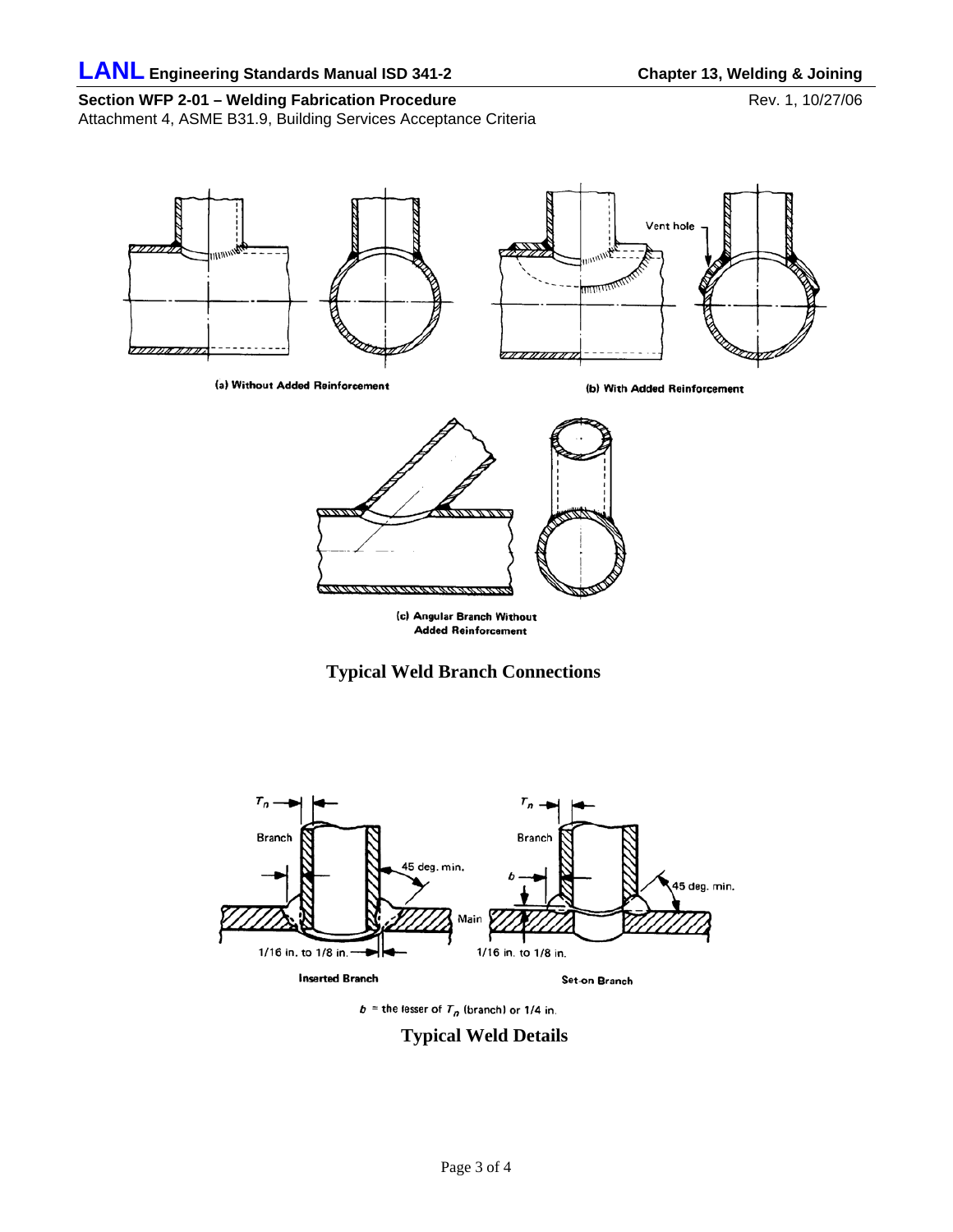(a) Without Added Reinforcement

(b) With Added Reinforcement

(c) Angular Branch Without Added Reinforcement

**Typical Weld Branch Connections**

Inserted Branch

Set-on Branch

$b$ = the lesser of $T_n$ (branch) or 1/4 in.

**Typical Weld Details**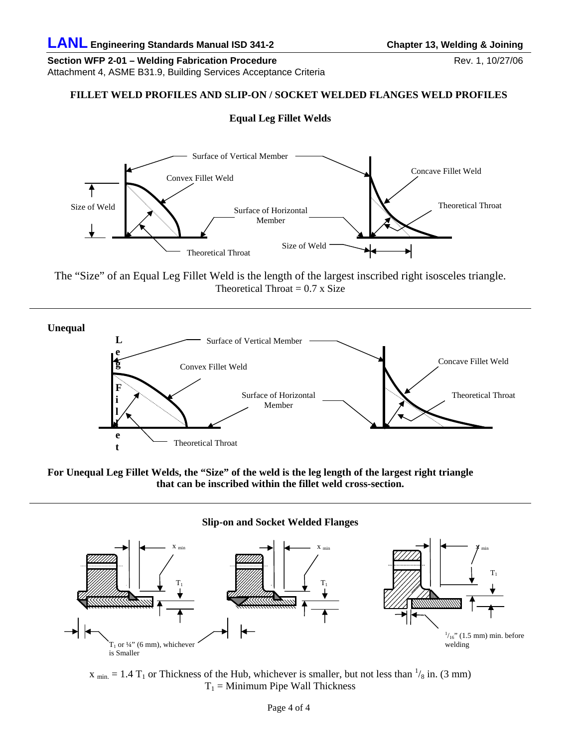## FILLET WELD PROFILES AND SLIP-ON / SOCKET WELDED FLANGES WELD PROFILES

### Equal Leg Fillet Welds

Surface of Vertical Member

Convex Fillet Weld

Concave Fillet Weld

Size of Weld

Surface of Horizontal Member

Theoretical Throat

Theoretical Throat

Size of Weld

The "Size" of an Equal Leg Fillet Weld is the length of the largest inscribed right isosceles triangle.
Theoretical Throat = 0.7 x Size

---

**Unequal**

Leg Fillet

Surface of Vertical Member

Convex Fillet Weld

Concave Fillet Weld

Surface of Horizontal Member

Theoretical Throat

Theoretical Throat

**For Unequal Leg Fillet Welds, the "Size" of the weld is the leg length of the largest right triangle that can be inscribed within the fillet weld cross-section.**

---

### Slip-on and Socket Welded Flanges

$x_{min}$

$T_1$

$x_{min}$

$T_1$

$x_{min}$

$T_1$

$T_1$ or ¼" (6 mm), whichever is Smaller

$^1/_{16}$" (1.5 mm) min. before welding

$x_{min.} = 1.4\ T_1$ or Thickness of the Hub, whichever is smaller, but not less than $^1/_8$ in. (3 mm)
$T_1$ = Minimum Pipe Wall Thickness